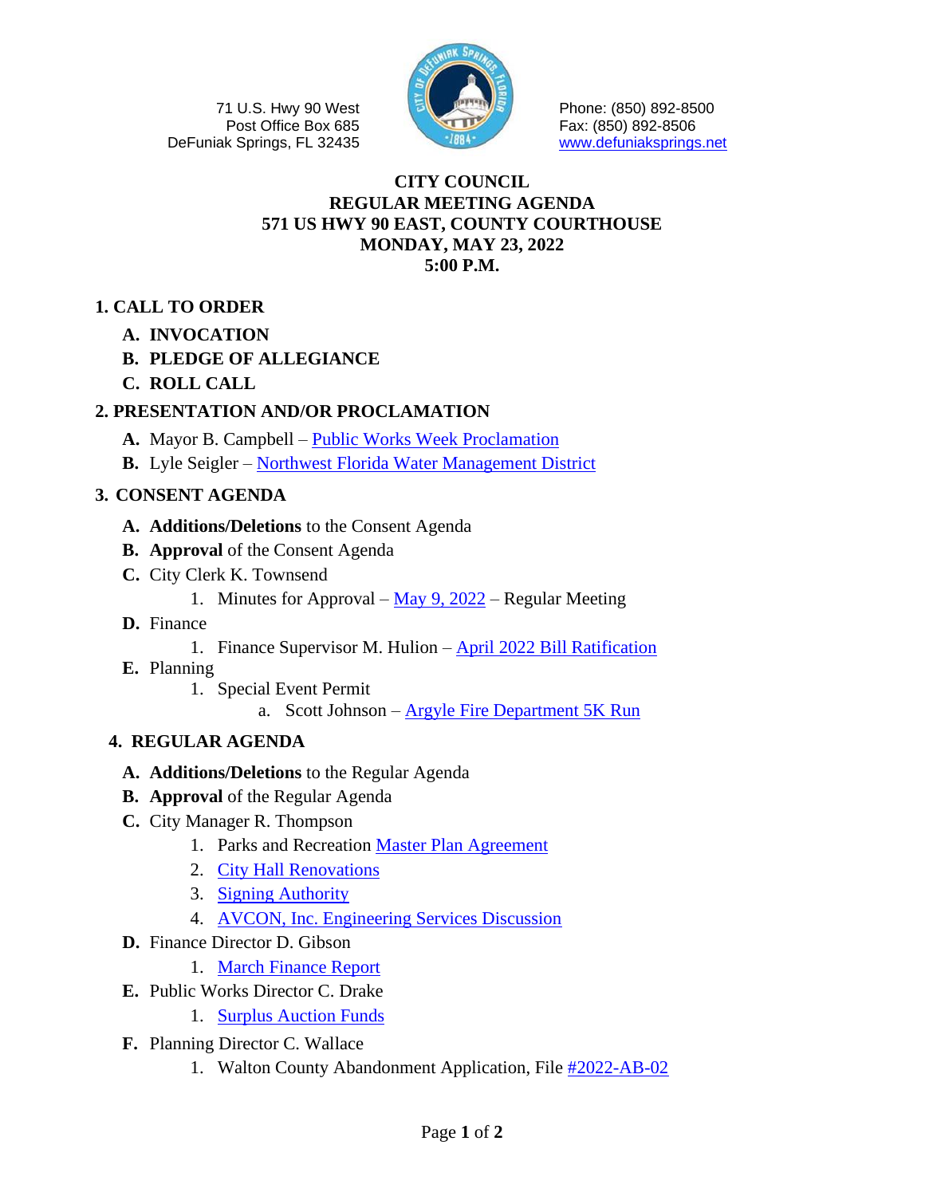71 U.S. Hwy 90 West
Post Office Box 685
DeFuniak Springs, FL 32435

Phone: (850) 892-8500
Fax: (850) 892-8506
www.defuniaksprings.net

# CITY COUNCIL
# REGULAR MEETING AGENDA
# 571 US HWY 90 EAST, COUNTY COURTHOUSE
# MONDAY, MAY 23, 2022
# 5:00 P.M.

## 1. CALL TO ORDER

- **A. INVOCATION**
- **B. PLEDGE OF ALLEGIANCE**
- **C. ROLL CALL**

## 2. PRESENTATION AND/OR PROCLAMATION

- **A.** Mayor B. Campbell – Public Works Week Proclamation
- **B.** Lyle Seigler – Northwest Florida Water Management District

## 3. CONSENT AGENDA

- **A. Additions/Deletions** to the Consent Agenda
- **B. Approval** of the Consent Agenda
- **C.** City Clerk K. Townsend
  1. Minutes for Approval – May 9, 2022 – Regular Meeting
- **D.** Finance
  1. Finance Supervisor M. Hulion – April 2022 Bill Ratification
- **E.** Planning
  1. Special Event Permit
     a. Scott Johnson – Argyle Fire Department 5K Run

## 4. REGULAR AGENDA

- **A. Additions/Deletions** to the Regular Agenda
- **B. Approval** of the Regular Agenda
- **C.** City Manager R. Thompson
  1. Parks and Recreation Master Plan Agreement
  2. City Hall Renovations
  3. Signing Authority
  4. AVCON, Inc. Engineering Services Discussion
- **D.** Finance Director D. Gibson
  1. March Finance Report
- **E.** Public Works Director C. Drake
  1. Surplus Auction Funds
- **F.** Planning Director C. Wallace
  1. Walton County Abandonment Application, File #2022-AB-02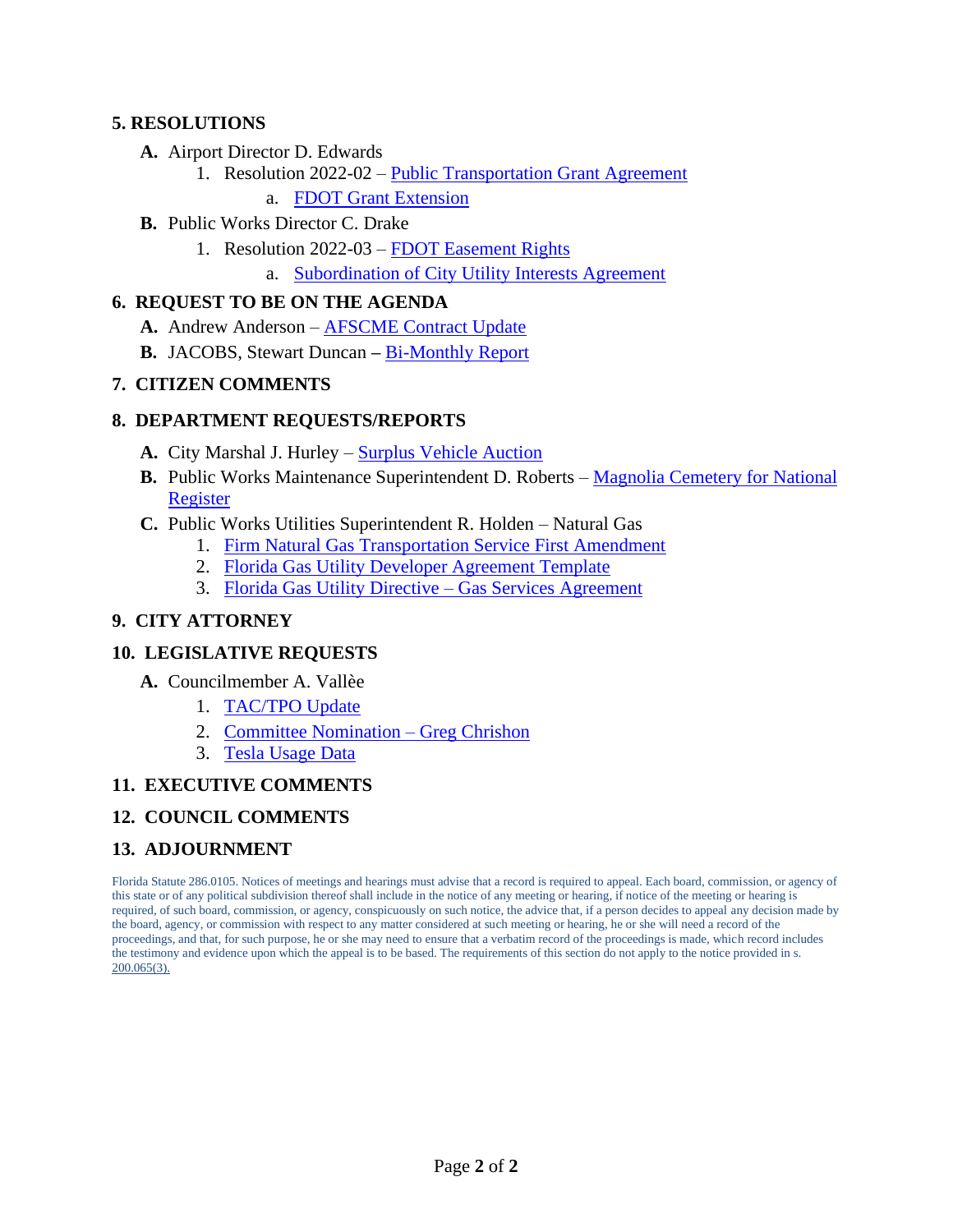## 5. RESOLUTIONS

**A.** Airport Director D. Edwards

1. Resolution 2022-02 – Public Transportation Grant Agreement
    a. FDOT Grant Extension

**B.** Public Works Director C. Drake

1. Resolution 2022-03 – FDOT Easement Rights
    a. Subordination of City Utility Interests Agreement

## 6. REQUEST TO BE ON THE AGENDA

**A.** Andrew Anderson – AFSCME Contract Update

**B.** JACOBS, Stewart Duncan **–** Bi-Monthly Report

## 7. CITIZEN COMMENTS

## 8. DEPARTMENT REQUESTS/REPORTS

**A.** City Marshal J. Hurley – Surplus Vehicle Auction

**B.** Public Works Maintenance Superintendent D. Roberts – Magnolia Cemetery for National Register

**C.** Public Works Utilities Superintendent R. Holden – Natural Gas

1. Firm Natural Gas Transportation Service First Amendment
2. Florida Gas Utility Developer Agreement Template
3. Florida Gas Utility Directive – Gas Services Agreement

## 9. CITY ATTORNEY

## 10. LEGISLATIVE REQUESTS

**A.** Councilmember A. Vallèe

1. TAC/TPO Update
2. Committee Nomination – Greg Chrishon
3. Tesla Usage Data

## 11. EXECUTIVE COMMENTS

## 12. COUNCIL COMMENTS

## 13. ADJOURNMENT

Florida Statute 286.0105. Notices of meetings and hearings must advise that a record is required to appeal. Each board, commission, or agency of this state or of any political subdivision thereof shall include in the notice of any meeting or hearing, if notice of the meeting or hearing is required, of such board, commission, or agency, conspicuously on such notice, the advice that, if a person decides to appeal any decision made by the board, agency, or commission with respect to any matter considered at such meeting or hearing, he or she will need a record of the proceedings, and that, for such purpose, he or she may need to ensure that a verbatim record of the proceedings is made, which record includes the testimony and evidence upon which the appeal is to be based. The requirements of this section do not apply to the notice provided in s. 200.065(3).